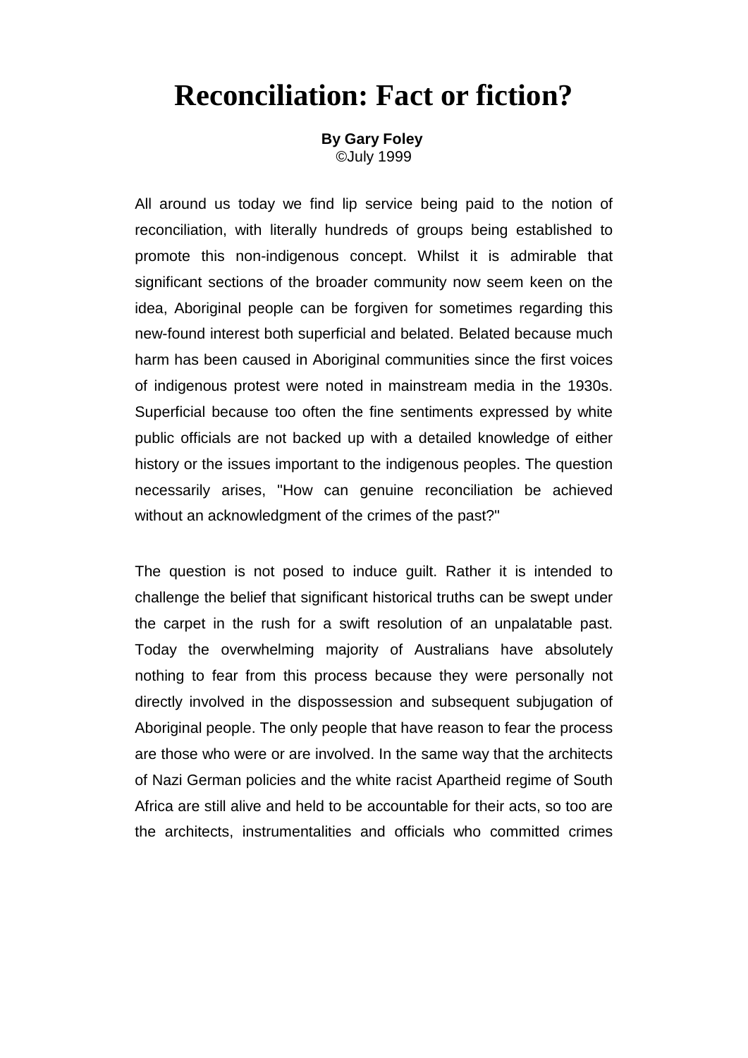# Reconciliation: Fact or fiction?

**By Gary Foley**
©July 1999

All around us today we find lip service being paid to the notion of reconciliation, with literally hundreds of groups being established to promote this non-indigenous concept. Whilst it is admirable that significant sections of the broader community now seem keen on the idea, Aboriginal people can be forgiven for sometimes regarding this new-found interest both superficial and belated. Belated because much harm has been caused in Aboriginal communities since the first voices of indigenous protest were noted in mainstream media in the 1930s. Superficial because too often the fine sentiments expressed by white public officials are not backed up with a detailed knowledge of either history or the issues important to the indigenous peoples. The question necessarily arises, "How can genuine reconciliation be achieved without an acknowledgment of the crimes of the past?"

The question is not posed to induce guilt. Rather it is intended to challenge the belief that significant historical truths can be swept under the carpet in the rush for a swift resolution of an unpalatable past. Today the overwhelming majority of Australians have absolutely nothing to fear from this process because they were personally not directly involved in the dispossession and subsequent subjugation of Aboriginal people. The only people that have reason to fear the process are those who were or are involved. In the same way that the architects of Nazi German policies and the white racist Apartheid regime of South Africa are still alive and held to be accountable for their acts, so too are the architects, instrumentalities and officials who committed crimes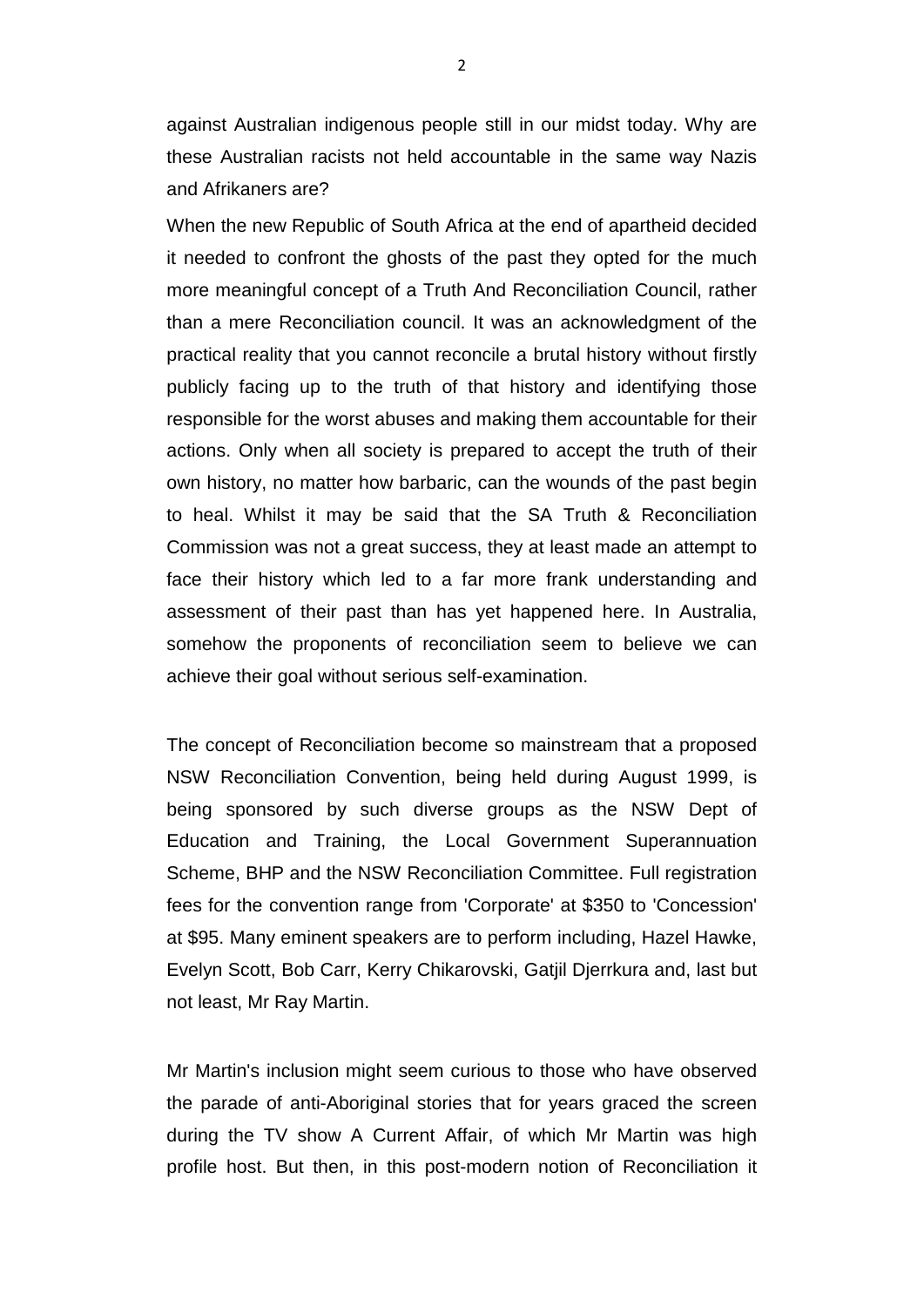against Australian indigenous people still in our midst today. Why are these Australian racists not held accountable in the same way Nazis and Afrikaners are?

When the new Republic of South Africa at the end of apartheid decided it needed to confront the ghosts of the past they opted for the much more meaningful concept of a Truth And Reconciliation Council, rather than a mere Reconciliation council. It was an acknowledgment of the practical reality that you cannot reconcile a brutal history without firstly publicly facing up to the truth of that history and identifying those responsible for the worst abuses and making them accountable for their actions. Only when all society is prepared to accept the truth of their own history, no matter how barbaric, can the wounds of the past begin to heal. Whilst it may be said that the SA Truth & Reconciliation Commission was not a great success, they at least made an attempt to face their history which led to a far more frank understanding and assessment of their past than has yet happened here. In Australia, somehow the proponents of reconciliation seem to believe we can achieve their goal without serious self-examination.

The concept of Reconciliation become so mainstream that a proposed NSW Reconciliation Convention, being held during August 1999, is being sponsored by such diverse groups as the NSW Dept of Education and Training, the Local Government Superannuation Scheme, BHP and the NSW Reconciliation Committee. Full registration fees for the convention range from 'Corporate' at $350 to 'Concession' at $95. Many eminent speakers are to perform including, Hazel Hawke, Evelyn Scott, Bob Carr, Kerry Chikarovski, Gatjil Djerrkura and, last but not least, Mr Ray Martin.

Mr Martin's inclusion might seem curious to those who have observed the parade of anti-Aboriginal stories that for years graced the screen during the TV show A Current Affair, of which Mr Martin was high profile host. But then, in this post-modern notion of Reconciliation it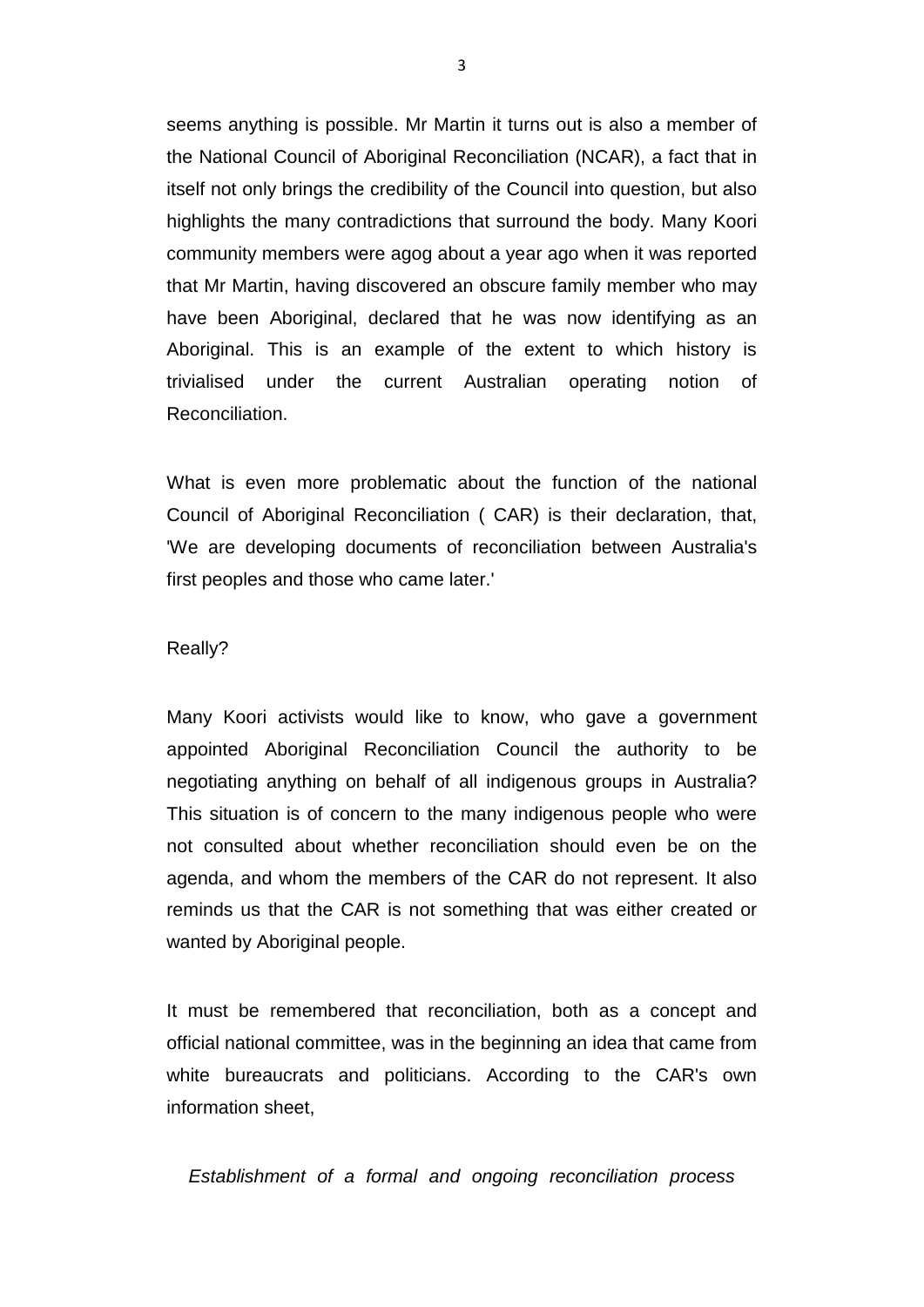seems anything is possible. Mr Martin it turns out is also a member of the National Council of Aboriginal Reconciliation (NCAR), a fact that in itself not only brings the credibility of the Council into question, but also highlights the many contradictions that surround the body. Many Koori community members were agog about a year ago when it was reported that Mr Martin, having discovered an obscure family member who may have been Aboriginal, declared that he was now identifying as an Aboriginal. This is an example of the extent to which history is trivialised under the current Australian operating notion of Reconciliation.

What is even more problematic about the function of the national Council of Aboriginal Reconciliation ( CAR) is their declaration, that, 'We are developing documents of reconciliation between Australia's first peoples and those who came later.'

Really?

Many Koori activists would like to know, who gave a government appointed Aboriginal Reconciliation Council the authority to be negotiating anything on behalf of all indigenous groups in Australia? This situation is of concern to the many indigenous people who were not consulted about whether reconciliation should even be on the agenda, and whom the members of the CAR do not represent. It also reminds us that the CAR is not something that was either created or wanted by Aboriginal people.

It must be remembered that reconciliation, both as a concept and official national committee, was in the beginning an idea that came from white bureaucrats and politicians. According to the CAR's own information sheet,

*Establishment of a formal and ongoing reconciliation process*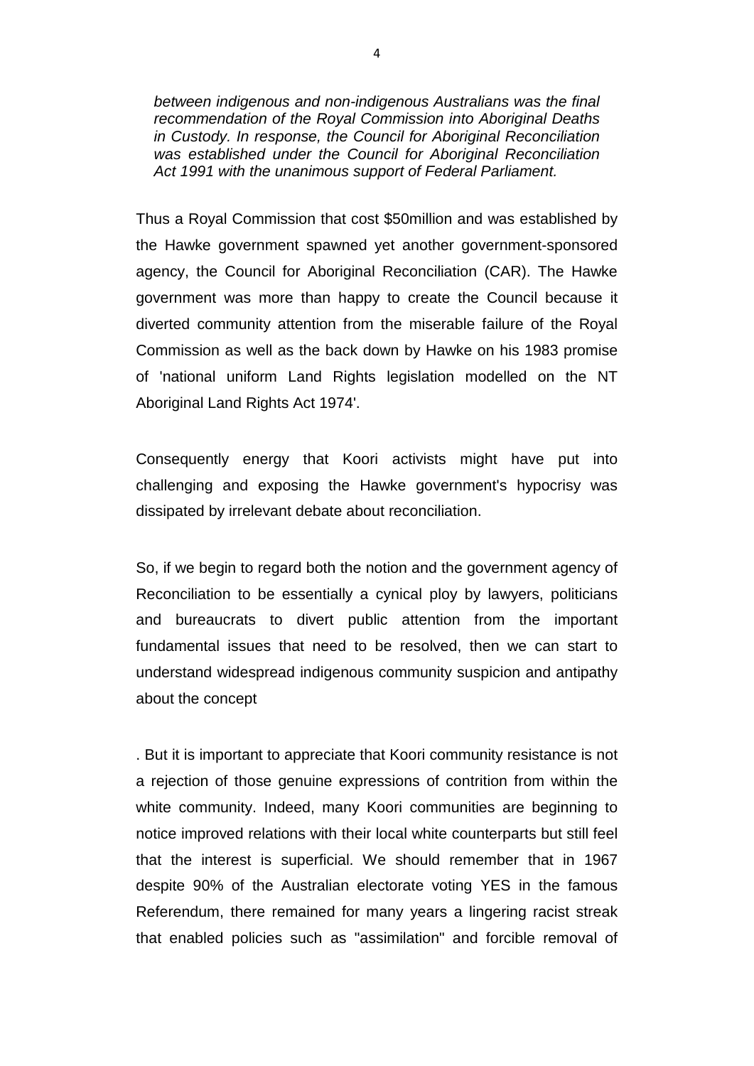*between indigenous and non-indigenous Australians was the final recommendation of the Royal Commission into Aboriginal Deaths in Custody. In response, the Council for Aboriginal Reconciliation was established under the Council for Aboriginal Reconciliation Act 1991 with the unanimous support of Federal Parliament.*

Thus a Royal Commission that cost $50million and was established by the Hawke government spawned yet another government-sponsored agency, the Council for Aboriginal Reconciliation (CAR). The Hawke government was more than happy to create the Council because it diverted community attention from the miserable failure of the Royal Commission as well as the back down by Hawke on his 1983 promise of 'national uniform Land Rights legislation modelled on the NT Aboriginal Land Rights Act 1974'.

Consequently energy that Koori activists might have put into challenging and exposing the Hawke government's hypocrisy was dissipated by irrelevant debate about reconciliation.

So, if we begin to regard both the notion and the government agency of Reconciliation to be essentially a cynical ploy by lawyers, politicians and bureaucrats to divert public attention from the important fundamental issues that need to be resolved, then we can start to understand widespread indigenous community suspicion and antipathy about the concept

. But it is important to appreciate that Koori community resistance is not a rejection of those genuine expressions of contrition from within the white community. Indeed, many Koori communities are beginning to notice improved relations with their local white counterparts but still feel that the interest is superficial. We should remember that in 1967 despite 90% of the Australian electorate voting YES in the famous Referendum, there remained for many years a lingering racist streak that enabled policies such as "assimilation" and forcible removal of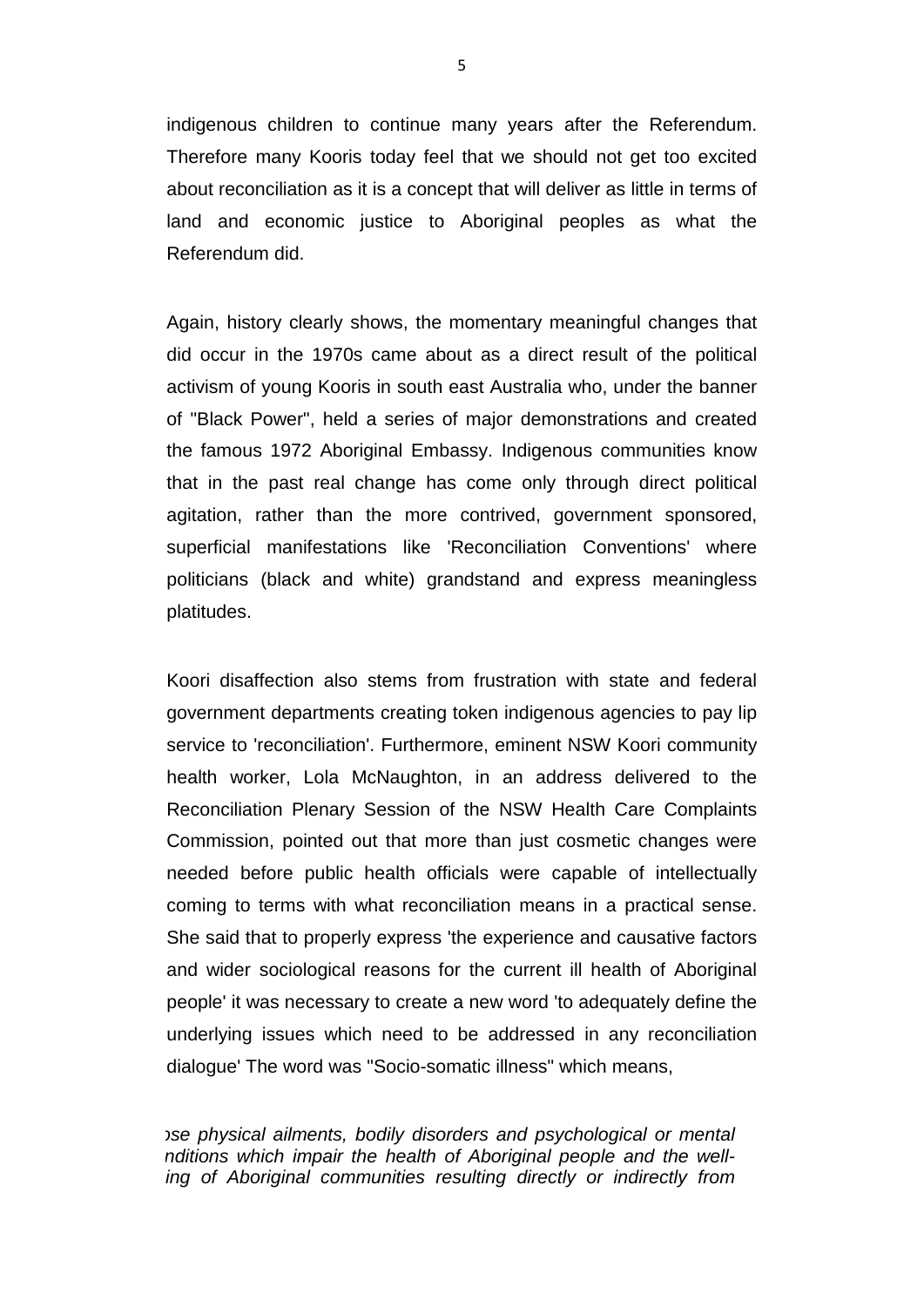indigenous children to continue many years after the Referendum. Therefore many Kooris today feel that we should not get too excited about reconciliation as it is a concept that will deliver as little in terms of land and economic justice to Aboriginal peoples as what the Referendum did.

Again, history clearly shows, the momentary meaningful changes that did occur in the 1970s came about as a direct result of the political activism of young Kooris in south east Australia who, under the banner of "Black Power", held a series of major demonstrations and created the famous 1972 Aboriginal Embassy. Indigenous communities know that in the past real change has come only through direct political agitation, rather than the more contrived, government sponsored, superficial manifestations like 'Reconciliation Conventions' where politicians (black and white) grandstand and express meaningless platitudes.

Koori disaffection also stems from frustration with state and federal government departments creating token indigenous agencies to pay lip service to 'reconciliation'. Furthermore, eminent NSW Koori community health worker, Lola McNaughton, in an address delivered to the Reconciliation Plenary Session of the NSW Health Care Complaints Commission, pointed out that more than just cosmetic changes were needed before public health officials were capable of intellectually coming to terms with what reconciliation means in a practical sense. She said that to properly express 'the experience and causative factors and wider sociological reasons for the current ill health of Aboriginal people' it was necessary to create a new word 'to adequately define the underlying issues which need to be addressed in any reconciliation dialogue' The word was "Socio-somatic illness" which means,

*ɔse physical ailments, bodily disorders and psychological or mental nditions which impair the health of Aboriginal people and the well-ing of Aboriginal communities resulting directly or indirectly from*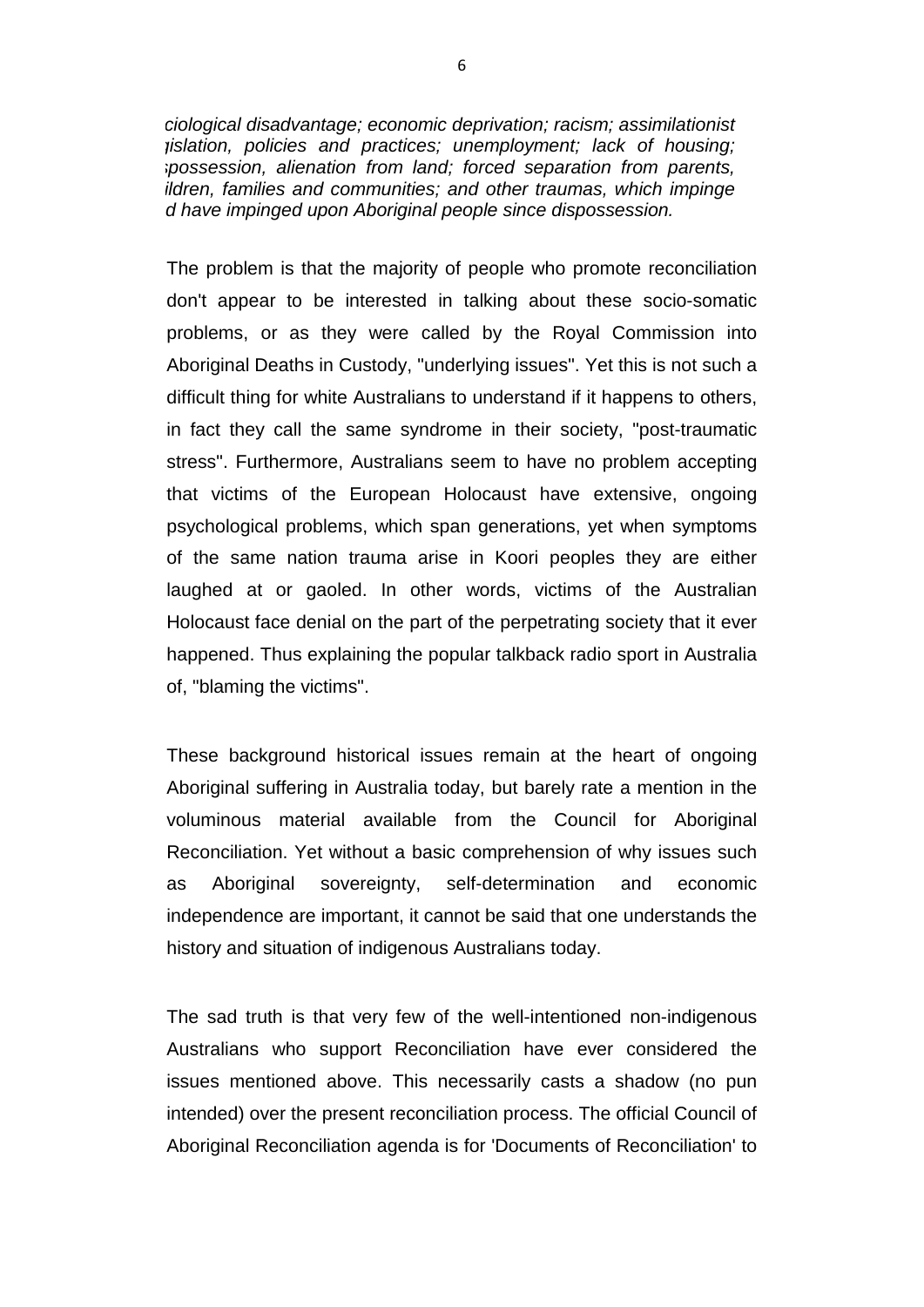*ciological disadvantage; economic deprivation; racism; assimilationist gislation, policies and practices; unemployment; lack of housing; spossession, alienation from land; forced separation from parents, ildren, families and communities; and other traumas, which impinge d have impinged upon Aboriginal people since dispossession.*

The problem is that the majority of people who promote reconciliation don't appear to be interested in talking about these socio-somatic problems, or as they were called by the Royal Commission into Aboriginal Deaths in Custody, "underlying issues". Yet this is not such a difficult thing for white Australians to understand if it happens to others, in fact they call the same syndrome in their society, "post-traumatic stress". Furthermore, Australians seem to have no problem accepting that victims of the European Holocaust have extensive, ongoing psychological problems, which span generations, yet when symptoms of the same nation trauma arise in Koori peoples they are either laughed at or gaoled. In other words, victims of the Australian Holocaust face denial on the part of the perpetrating society that it ever happened. Thus explaining the popular talkback radio sport in Australia of, "blaming the victims".

These background historical issues remain at the heart of ongoing Aboriginal suffering in Australia today, but barely rate a mention in the voluminous material available from the Council for Aboriginal Reconciliation. Yet without a basic comprehension of why issues such as Aboriginal sovereignty, self-determination and economic independence are important, it cannot be said that one understands the history and situation of indigenous Australians today.

The sad truth is that very few of the well-intentioned non-indigenous Australians who support Reconciliation have ever considered the issues mentioned above. This necessarily casts a shadow (no pun intended) over the present reconciliation process. The official Council of Aboriginal Reconciliation agenda is for 'Documents of Reconciliation' to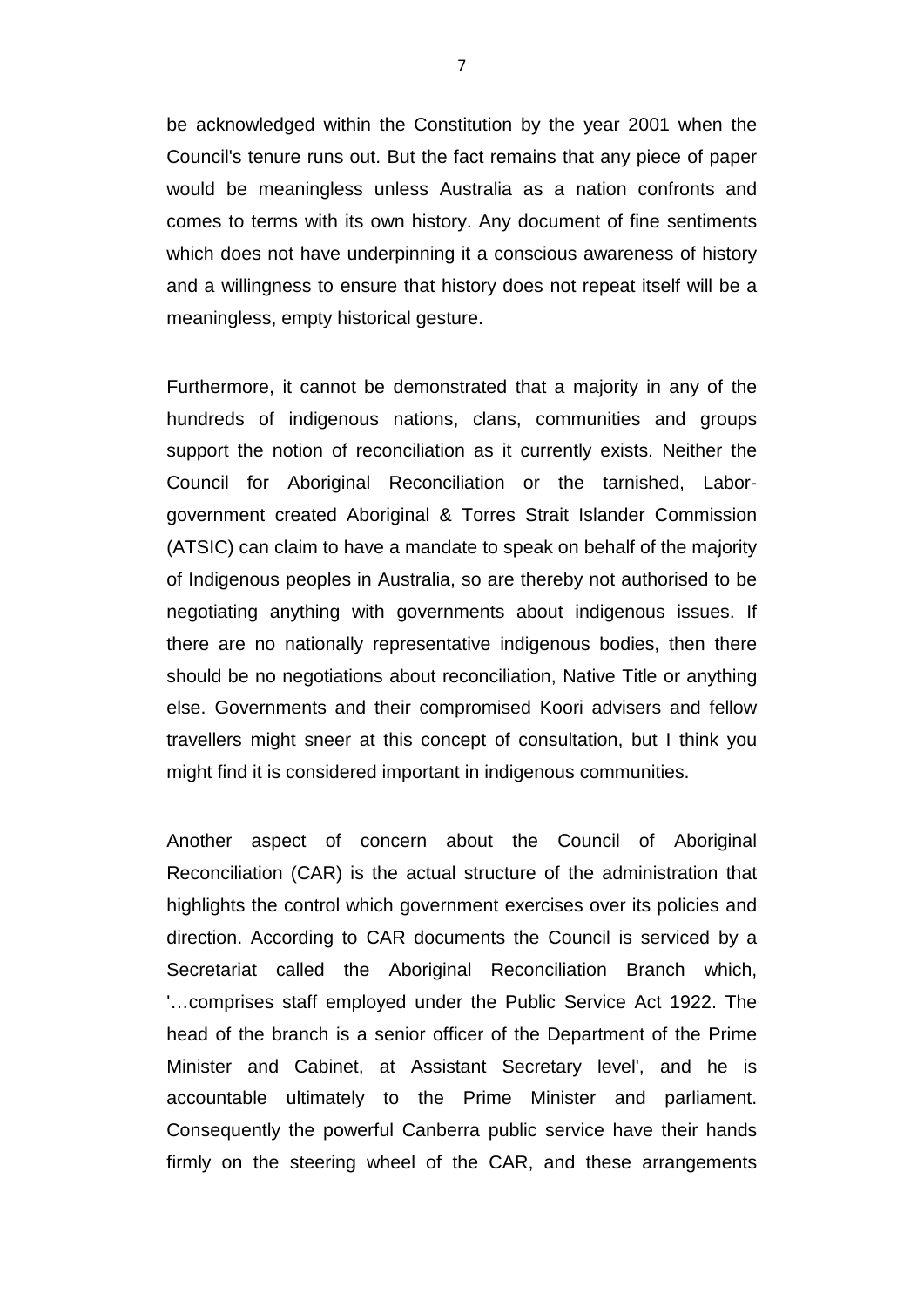be acknowledged within the Constitution by the year 2001 when the Council's tenure runs out. But the fact remains that any piece of paper would be meaningless unless Australia as a nation confronts and comes to terms with its own history. Any document of fine sentiments which does not have underpinning it a conscious awareness of history and a willingness to ensure that history does not repeat itself will be a meaningless, empty historical gesture.

Furthermore, it cannot be demonstrated that a majority in any of the hundreds of indigenous nations, clans, communities and groups support the notion of reconciliation as it currently exists. Neither the Council for Aboriginal Reconciliation or the tarnished, Labor-government created Aboriginal & Torres Strait Islander Commission (ATSIC) can claim to have a mandate to speak on behalf of the majority of Indigenous peoples in Australia, so are thereby not authorised to be negotiating anything with governments about indigenous issues. If there are no nationally representative indigenous bodies, then there should be no negotiations about reconciliation, Native Title or anything else. Governments and their compromised Koori advisers and fellow travellers might sneer at this concept of consultation, but I think you might find it is considered important in indigenous communities.

Another aspect of concern about the Council of Aboriginal Reconciliation (CAR) is the actual structure of the administration that highlights the control which government exercises over its policies and direction. According to CAR documents the Council is serviced by a Secretariat called the Aboriginal Reconciliation Branch which, '…comprises staff employed under the Public Service Act 1922. The head of the branch is a senior officer of the Department of the Prime Minister and Cabinet, at Assistant Secretary level', and he is accountable ultimately to the Prime Minister and parliament. Consequently the powerful Canberra public service have their hands firmly on the steering wheel of the CAR, and these arrangements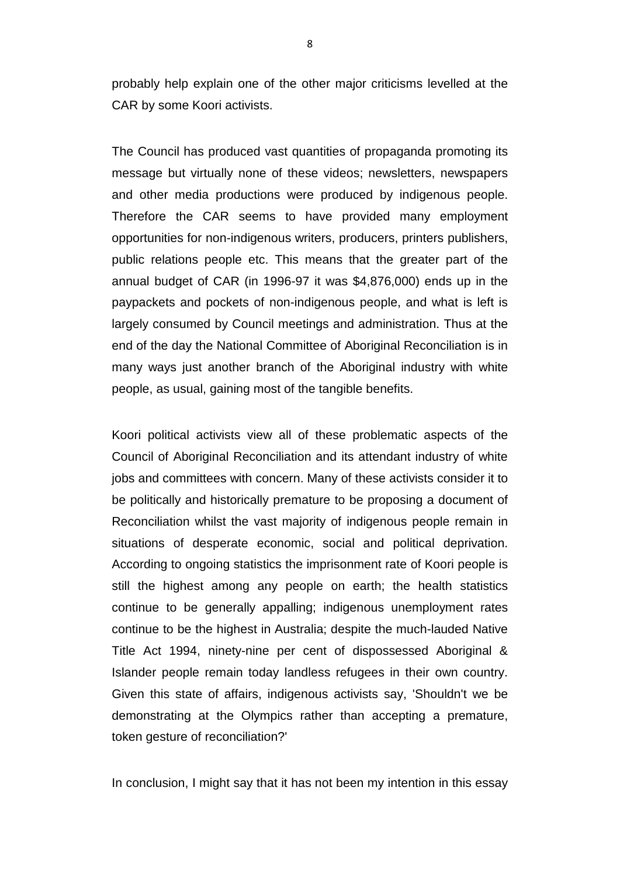probably help explain one of the other major criticisms levelled at the CAR by some Koori activists.

The Council has produced vast quantities of propaganda promoting its message but virtually none of these videos; newsletters, newspapers and other media productions were produced by indigenous people. Therefore the CAR seems to have provided many employment opportunities for non-indigenous writers, producers, printers publishers, public relations people etc. This means that the greater part of the annual budget of CAR (in 1996-97 it was $4,876,000) ends up in the paypackets and pockets of non-indigenous people, and what is left is largely consumed by Council meetings and administration. Thus at the end of the day the National Committee of Aboriginal Reconciliation is in many ways just another branch of the Aboriginal industry with white people, as usual, gaining most of the tangible benefits.

Koori political activists view all of these problematic aspects of the Council of Aboriginal Reconciliation and its attendant industry of white jobs and committees with concern. Many of these activists consider it to be politically and historically premature to be proposing a document of Reconciliation whilst the vast majority of indigenous people remain in situations of desperate economic, social and political deprivation. According to ongoing statistics the imprisonment rate of Koori people is still the highest among any people on earth; the health statistics continue to be generally appalling; indigenous unemployment rates continue to be the highest in Australia; despite the much-lauded Native Title Act 1994, ninety-nine per cent of dispossessed Aboriginal & Islander people remain today landless refugees in their own country. Given this state of affairs, indigenous activists say, 'Shouldn't we be demonstrating at the Olympics rather than accepting a premature, token gesture of reconciliation?'

In conclusion, I might say that it has not been my intention in this essay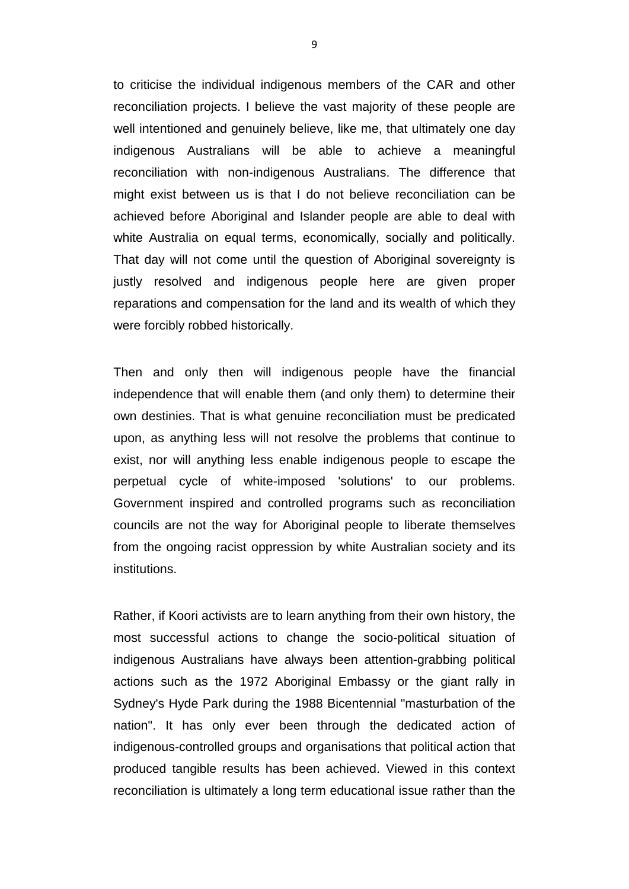to criticise the individual indigenous members of the CAR and other reconciliation projects. I believe the vast majority of these people are well intentioned and genuinely believe, like me, that ultimately one day indigenous Australians will be able to achieve a meaningful reconciliation with non-indigenous Australians. The difference that might exist between us is that I do not believe reconciliation can be achieved before Aboriginal and Islander people are able to deal with white Australia on equal terms, economically, socially and politically. That day will not come until the question of Aboriginal sovereignty is justly resolved and indigenous people here are given proper reparations and compensation for the land and its wealth of which they were forcibly robbed historically.

Then and only then will indigenous people have the financial independence that will enable them (and only them) to determine their own destinies. That is what genuine reconciliation must be predicated upon, as anything less will not resolve the problems that continue to exist, nor will anything less enable indigenous people to escape the perpetual cycle of white-imposed 'solutions' to our problems. Government inspired and controlled programs such as reconciliation councils are not the way for Aboriginal people to liberate themselves from the ongoing racist oppression by white Australian society and its institutions.

Rather, if Koori activists are to learn anything from their own history, the most successful actions to change the socio-political situation of indigenous Australians have always been attention-grabbing political actions such as the 1972 Aboriginal Embassy or the giant rally in Sydney's Hyde Park during the 1988 Bicentennial "masturbation of the nation". It has only ever been through the dedicated action of indigenous-controlled groups and organisations that political action that produced tangible results has been achieved. Viewed in this context reconciliation is ultimately a long term educational issue rather than the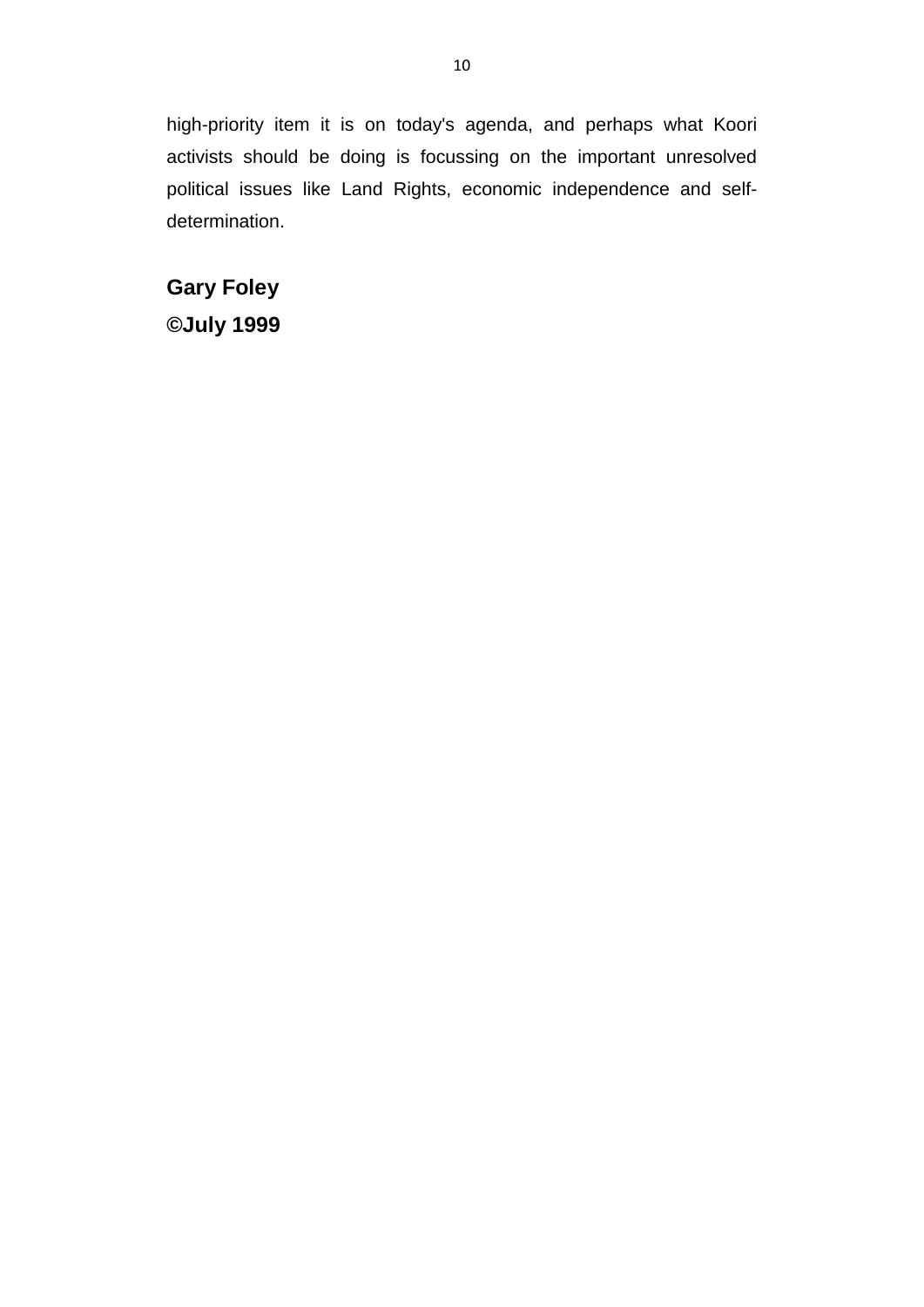high-priority item it is on today's agenda, and perhaps what Koori activists should be doing is focussing on the important unresolved political issues like Land Rights, economic independence and self-determination.

**Gary Foley**

**©July 1999**